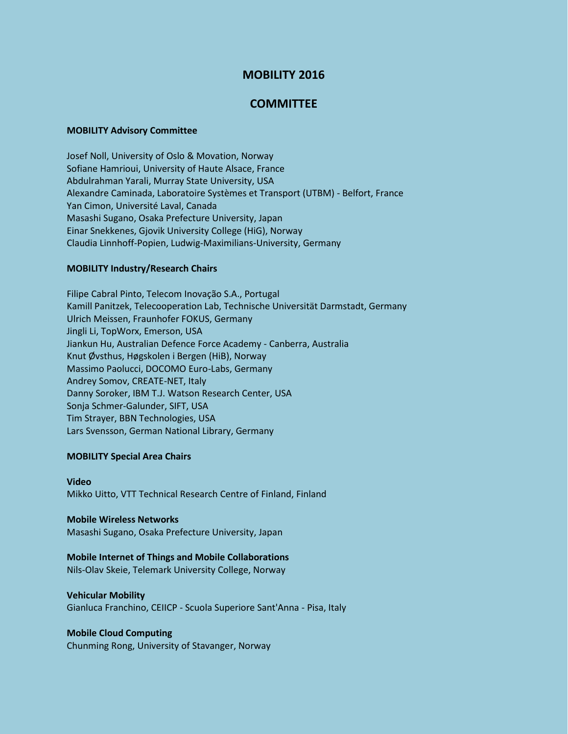# MOBILITY 2016

## COMMITTEE

**MOBILITY Advisory Committee**

Josef Noll, University of Oslo & Movation, Norway
Sofiane Hamrioui, University of Haute Alsace, France
Abdulrahman Yarali, Murray State University, USA
Alexandre Caminada, Laboratoire Systèmes et Transport (UTBM) - Belfort, France
Yan Cimon, Université Laval, Canada
Masashi Sugano, Osaka Prefecture University, Japan
Einar Snekkenes, Gjovik University College (HiG), Norway
Claudia Linnhoff-Popien, Ludwig-Maximilians-University, Germany

**MOBILITY Industry/Research Chairs**

Filipe Cabral Pinto, Telecom Inovação S.A., Portugal
Kamill Panitzek, Telecooperation Lab, Technische Universität Darmstadt, Germany
Ulrich Meissen, Fraunhofer FOKUS, Germany
Jingli Li, TopWorx, Emerson, USA
Jiankun Hu, Australian Defence Force Academy - Canberra, Australia
Knut Øvsthus, Høgskolen i Bergen (HiB), Norway
Massimo Paolucci, DOCOMO Euro-Labs, Germany
Andrey Somov, CREATE-NET, Italy
Danny Soroker, IBM T.J. Watson Research Center, USA
Sonja Schmer-Galunder, SIFT, USA
Tim Strayer, BBN Technologies, USA
Lars Svensson, German National Library, Germany

**MOBILITY Special Area Chairs**

**Video**
Mikko Uitto, VTT Technical Research Centre of Finland, Finland

**Mobile Wireless Networks**
Masashi Sugano, Osaka Prefecture University, Japan

**Mobile Internet of Things and Mobile Collaborations**
Nils-Olav Skeie, Telemark University College, Norway

**Vehicular Mobility**
Gianluca Franchino, CEIICP - Scuola Superiore Sant'Anna - Pisa, Italy

**Mobile Cloud Computing**
Chunming Rong, University of Stavanger, Norway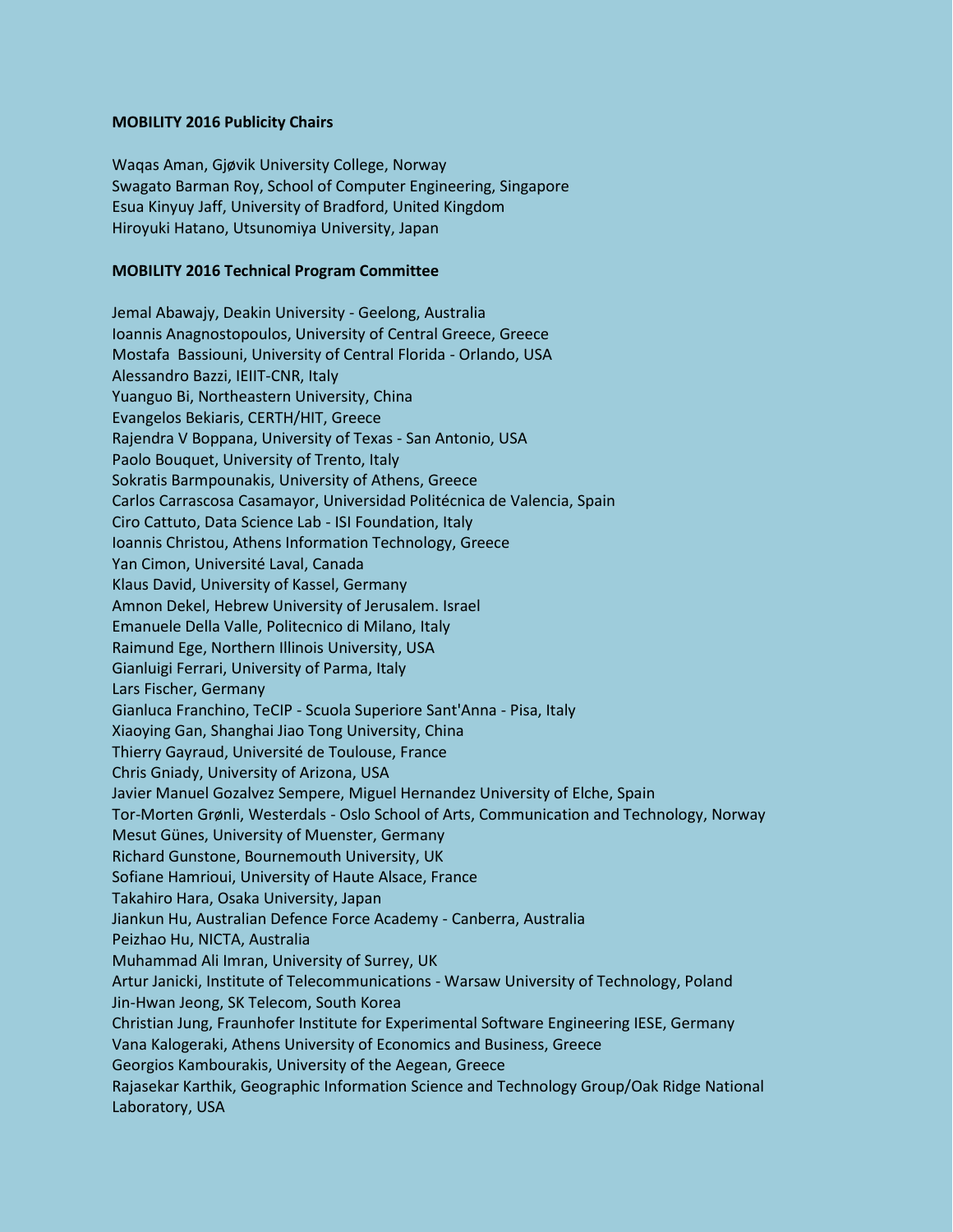**MOBILITY 2016 Publicity Chairs**

Waqas Aman, Gjøvik University College, Norway
Swagato Barman Roy, School of Computer Engineering, Singapore
Esua Kinyuy Jaff, University of Bradford, United Kingdom
Hiroyuki Hatano, Utsunomiya University, Japan

**MOBILITY 2016 Technical Program Committee**

Jemal Abawajy, Deakin University - Geelong, Australia
Ioannis Anagnostopoulos, University of Central Greece, Greece
Mostafa Bassiouni, University of Central Florida - Orlando, USA
Alessandro Bazzi, IEIIT-CNR, Italy
Yuanguo Bi, Northeastern University, China
Evangelos Bekiaris, CERTH/HIT, Greece
Rajendra V Boppana, University of Texas - San Antonio, USA
Paolo Bouquet, University of Trento, Italy
Sokratis Barmpounakis, University of Athens, Greece
Carlos Carrascosa Casamayor, Universidad Politécnica de Valencia, Spain
Ciro Cattuto, Data Science Lab - ISI Foundation, Italy
Ioannis Christou, Athens Information Technology, Greece
Yan Cimon, Université Laval, Canada
Klaus David, University of Kassel, Germany
Amnon Dekel, Hebrew University of Jerusalem. Israel
Emanuele Della Valle, Politecnico di Milano, Italy
Raimund Ege, Northern Illinois University, USA
Gianluigi Ferrari, University of Parma, Italy
Lars Fischer, Germany
Gianluca Franchino, TeCIP - Scuola Superiore Sant'Anna - Pisa, Italy
Xiaoying Gan, Shanghai Jiao Tong University, China
Thierry Gayraud, Université de Toulouse, France
Chris Gniady, University of Arizona, USA
Javier Manuel Gozalvez Sempere, Miguel Hernandez University of Elche, Spain
Tor-Morten Grønli, Westerdals - Oslo School of Arts, Communication and Technology, Norway
Mesut Günes, University of Muenster, Germany
Richard Gunstone, Bournemouth University, UK
Sofiane Hamrioui, University of Haute Alsace, France
Takahiro Hara, Osaka University, Japan
Jiankun Hu, Australian Defence Force Academy - Canberra, Australia
Peizhao Hu, NICTA, Australia
Muhammad Ali Imran, University of Surrey, UK
Artur Janicki, Institute of Telecommunications - Warsaw University of Technology, Poland
Jin-Hwan Jeong, SK Telecom, South Korea
Christian Jung, Fraunhofer Institute for Experimental Software Engineering IESE, Germany
Vana Kalogeraki, Athens University of Economics and Business, Greece
Georgios Kambourakis, University of the Aegean, Greece
Rajasekar Karthik, Geographic Information Science and Technology Group/Oak Ridge National Laboratory, USA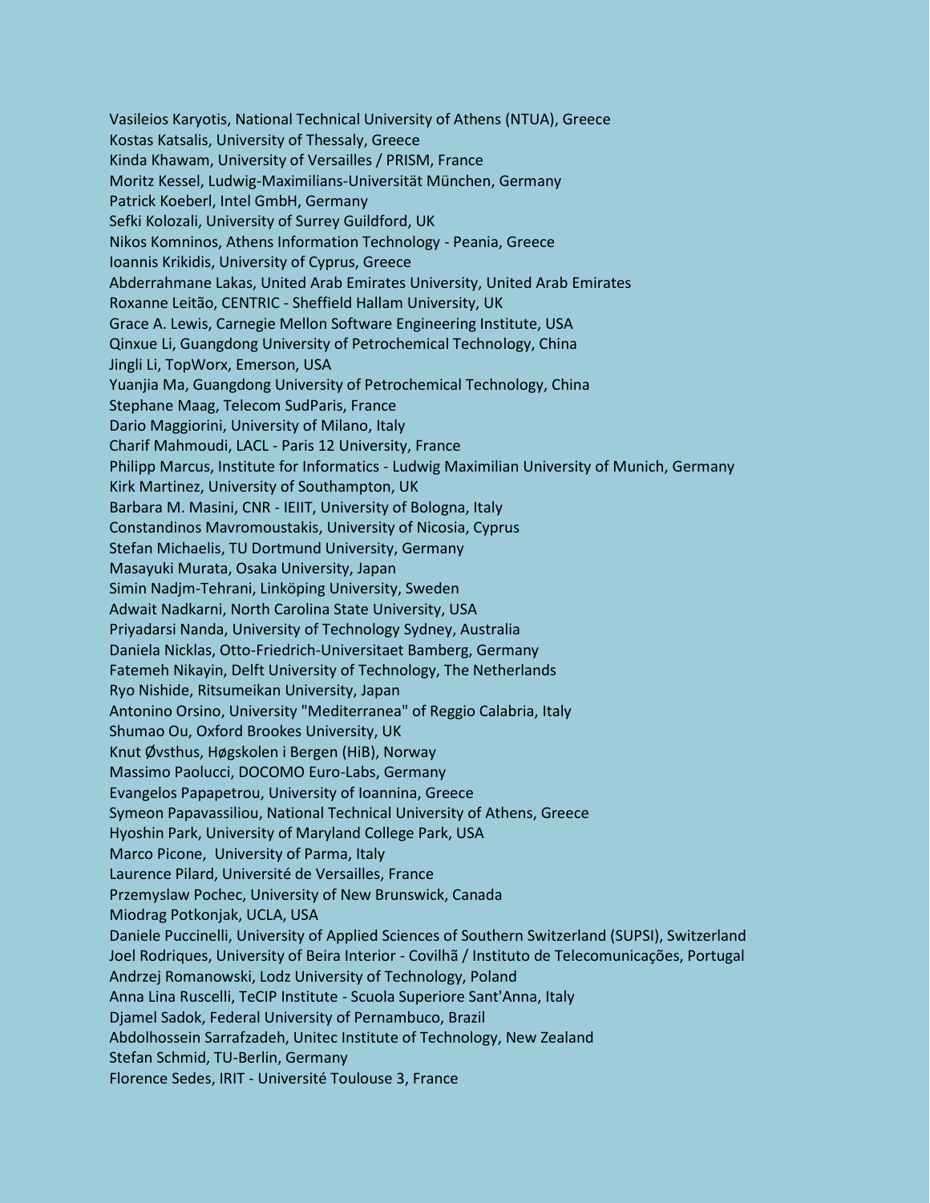Vasileios Karyotis, National Technical University of Athens (NTUA), Greece
Kostas Katsalis, University of Thessaly, Greece
Kinda Khawam, University of Versailles / PRISM, France
Moritz Kessel, Ludwig-Maximilians-Universität München, Germany
Patrick Koeberl, Intel GmbH, Germany
Sefki Kolozali, University of Surrey Guildford, UK
Nikos Komninos, Athens Information Technology - Peania, Greece
Ioannis Krikidis, University of Cyprus, Greece
Abderrahmane Lakas, United Arab Emirates University, United Arab Emirates
Roxanne Leitão, CENTRIC - Sheffield Hallam University, UK
Grace A. Lewis, Carnegie Mellon Software Engineering Institute, USA
Qinxue Li, Guangdong University of Petrochemical Technology, China
Jingli Li, TopWorx, Emerson, USA
Yuanjia Ma, Guangdong University of Petrochemical Technology, China
Stephane Maag, Telecom SudParis, France
Dario Maggiorini, University of Milano, Italy
Charif Mahmoudi, LACL - Paris 12 University, France
Philipp Marcus, Institute for Informatics - Ludwig Maximilian University of Munich, Germany
Kirk Martinez, University of Southampton, UK
Barbara M. Masini, CNR - IEIIT, University of Bologna, Italy
Constandinos Mavromoustakis, University of Nicosia, Cyprus
Stefan Michaelis, TU Dortmund University, Germany
Masayuki Murata, Osaka University, Japan
Simin Nadjm-Tehrani, Linköping University, Sweden
Adwait Nadkarni, North Carolina State University, USA
Priyadarsi Nanda, University of Technology Sydney, Australia
Daniela Nicklas, Otto-Friedrich-Universitaet Bamberg, Germany
Fatemeh Nikayin, Delft University of Technology, The Netherlands
Ryo Nishide, Ritsumeikan University, Japan
Antonino Orsino, University "Mediterranea" of Reggio Calabria, Italy
Shumao Ou, Oxford Brookes University, UK
Knut Øvsthus, Høgskolen i Bergen (HiB), Norway
Massimo Paolucci, DOCOMO Euro-Labs, Germany
Evangelos Papapetrou, University of Ioannina, Greece
Symeon Papavassiliou, National Technical University of Athens, Greece
Hyoshin Park, University of Maryland College Park, USA
Marco Picone, University of Parma, Italy
Laurence Pilard, Université de Versailles, France
Przemyslaw Pochec, University of New Brunswick, Canada
Miodrag Potkonjak, UCLA, USA
Daniele Puccinelli, University of Applied Sciences of Southern Switzerland (SUPSI), Switzerland
Joel Rodriques, University of Beira Interior - Covilhã / Instituto de Telecomunicações, Portugal
Andrzej Romanowski, Lodz University of Technology, Poland
Anna Lina Ruscelli, TeCIP Institute - Scuola Superiore Sant'Anna, Italy
Djamel Sadok, Federal University of Pernambuco, Brazil
Abdolhossein Sarrafzadeh, Unitec Institute of Technology, New Zealand
Stefan Schmid, TU-Berlin, Germany
Florence Sedes, IRIT - Université Toulouse 3, France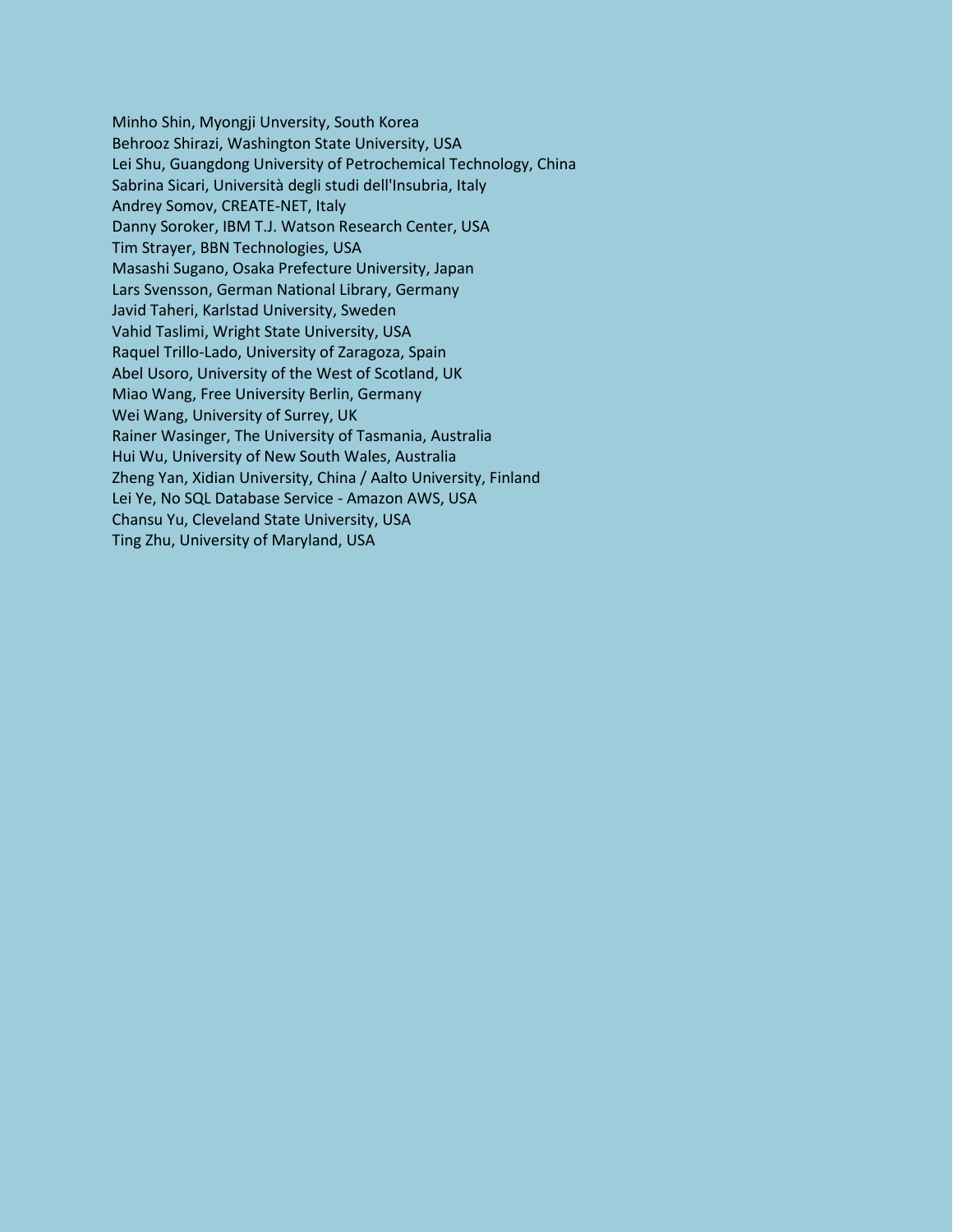Minho Shin, Myongji Unversity, South Korea
Behrooz Shirazi, Washington State University, USA
Lei Shu, Guangdong University of Petrochemical Technology, China
Sabrina Sicari, Università degli studi dell'Insubria, Italy
Andrey Somov, CREATE-NET, Italy
Danny Soroker, IBM T.J. Watson Research Center, USA
Tim Strayer, BBN Technologies, USA
Masashi Sugano, Osaka Prefecture University, Japan
Lars Svensson, German National Library, Germany
Javid Taheri, Karlstad University, Sweden
Vahid Taslimi, Wright State University, USA
Raquel Trillo-Lado, University of Zaragoza, Spain
Abel Usoro, University of the West of Scotland, UK
Miao Wang, Free University Berlin, Germany
Wei Wang, University of Surrey, UK
Rainer Wasinger, The University of Tasmania, Australia
Hui Wu, University of New South Wales, Australia
Zheng Yan, Xidian University, China / Aalto University, Finland
Lei Ye, No SQL Database Service - Amazon AWS, USA
Chansu Yu, Cleveland State University, USA
Ting Zhu, University of Maryland, USA